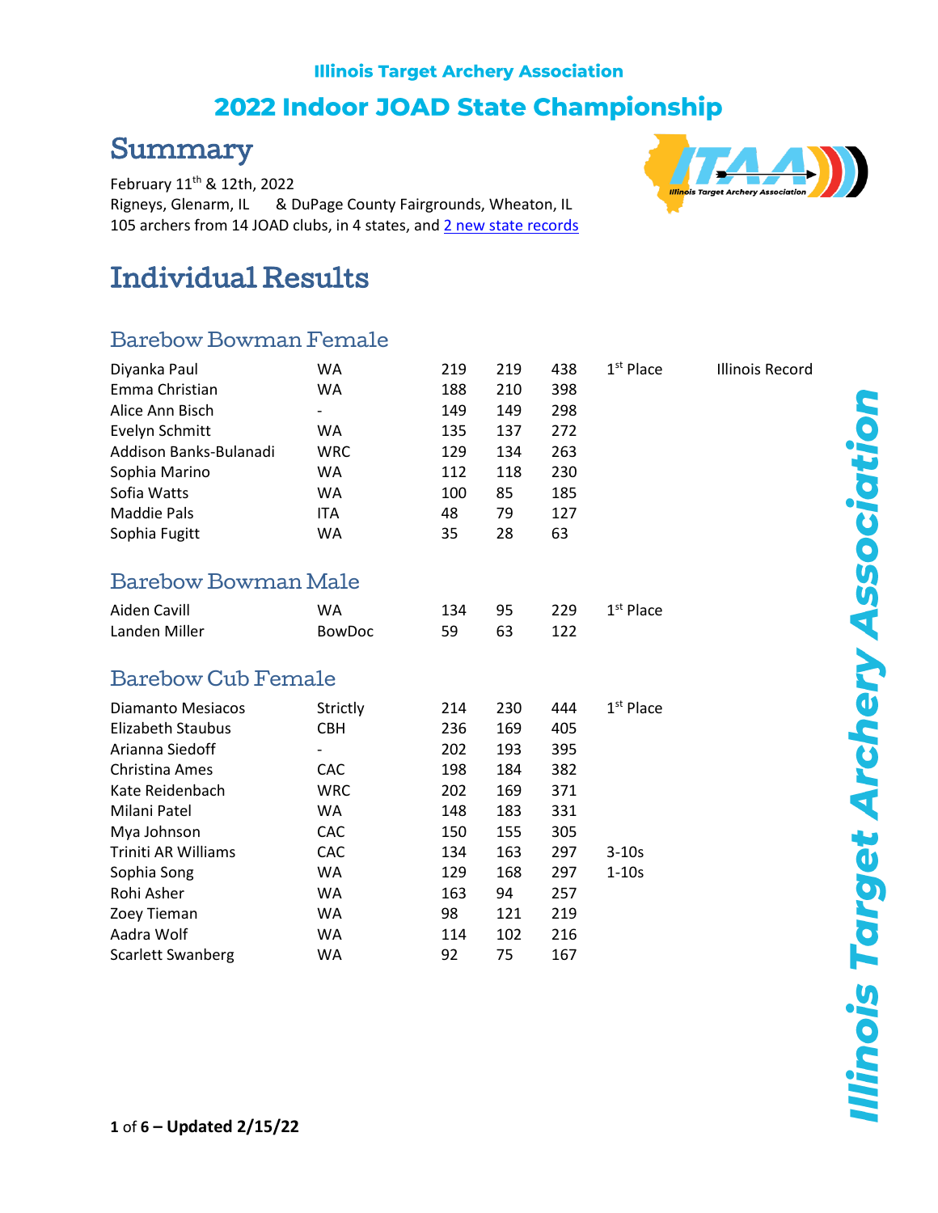**Illinois Target Archery Association**

# 2022 Indoor JOAD State Championship

## Summary

February 11th & 12th, 2022
Rigneys, Glenarm, IL & DuPage County Fairgrounds, Wheaton, IL
105 archers from 14 JOAD clubs, in 4 states, and 2 new state records

## Individual Results

### Barebow Bowman Female

| Name | Club | Score 1 | Score 2 | Total | Place | Note |
|---|---|---|---|---|---|---|
| Diyanka Paul | WA | 219 | 219 | 438 | 1st Place | Illinois Record |
| Emma Christian | WA | 188 | 210 | 398 | | |
| Alice Ann Bisch | - | 149 | 149 | 298 | | |
| Evelyn Schmitt | WA | 135 | 137 | 272 | | |
| Addison Banks-Bulanadi | WRC | 129 | 134 | 263 | | |
| Sophia Marino | WA | 112 | 118 | 230 | | |
| Sofia Watts | WA | 100 | 85 | 185 | | |
| Maddie Pals | ITA | 48 | 79 | 127 | | |
| Sophia Fugitt | WA | 35 | 28 | 63 | | |

### Barebow Bowman Male

| Name | Club | Score 1 | Score 2 | Total | Place |
|---|---|---|---|---|---|
| Aiden Cavill | WA | 134 | 95 | 229 | 1st Place |
| Landen Miller | BowDoc | 59 | 63 | 122 | |

### Barebow Cub Female

| Name | Club | Score 1 | Score 2 | Total | Place |
|---|---|---|---|---|---|
| Diamanto Mesiacos | Strictly | 214 | 230 | 444 | 1st Place |
| Elizabeth Staubus | CBH | 236 | 169 | 405 | |
| Arianna Siedoff | - | 202 | 193 | 395 | |
| Christina Ames | CAC | 198 | 184 | 382 | |
| Kate Reidenbach | WRC | 202 | 169 | 371 | |
| Milani Patel | WA | 148 | 183 | 331 | |
| Mya Johnson | CAC | 150 | 155 | 305 | |
| Triniti AR Williams | CAC | 134 | 163 | 297 | 3-10s |
| Sophia Song | WA | 129 | 168 | 297 | 1-10s |
| Rohi Asher | WA | 163 | 94 | 257 | |
| Zoey Tieman | WA | 98 | 121 | 219 | |
| Aadra Wolf | WA | 114 | 102 | 216 | |
| Scarlett Swanberg | WA | 92 | 75 | 167 | |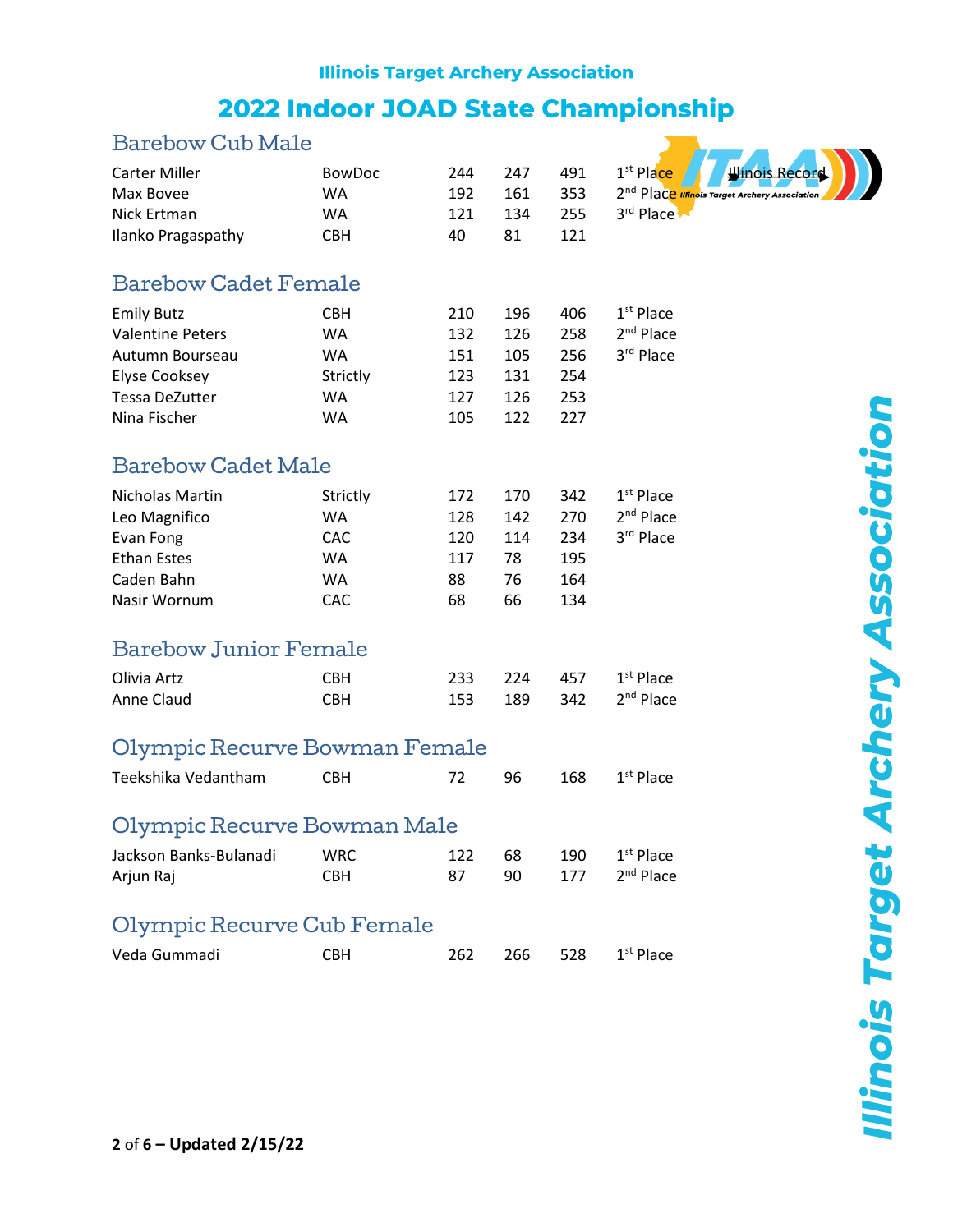Illinois Target Archery Association

# 2022 Indoor JOAD State Championship

## Barebow Cub Male

| | | | | | |
|---|---|---|---|---|---|
| Carter Miller | BowDoc | 244 | 247 | 491 | 1st Place Illinois Record |
| Max Bovee | WA | 192 | 161 | 353 | 2nd Place |
| Nick Ertman | WA | 121 | 134 | 255 | 3rd Place |
| Ilanko Pragaspathy | CBH | 40 | 81 | 121 | |

## Barebow Cadet Female

| | | | | | |
|---|---|---|---|---|---|
| Emily Butz | CBH | 210 | 196 | 406 | 1st Place |
| Valentine Peters | WA | 132 | 126 | 258 | 2nd Place |
| Autumn Bourseau | WA | 151 | 105 | 256 | 3rd Place |
| Elyse Cooksey | Strictly | 123 | 131 | 254 | |
| Tessa DeZutter | WA | 127 | 126 | 253 | |
| Nina Fischer | WA | 105 | 122 | 227 | |

## Barebow Cadet Male

| | | | | | |
|---|---|---|---|---|---|
| Nicholas Martin | Strictly | 172 | 170 | 342 | 1st Place |
| Leo Magnifico | WA | 128 | 142 | 270 | 2nd Place |
| Evan Fong | CAC | 120 | 114 | 234 | 3rd Place |
| Ethan Estes | WA | 117 | 78 | 195 | |
| Caden Bahn | WA | 88 | 76 | 164 | |
| Nasir Wornum | CAC | 68 | 66 | 134 | |

## Barebow Junior Female

| | | | | | |
|---|---|---|---|---|---|
| Olivia Artz | CBH | 233 | 224 | 457 | 1st Place |
| Anne Claud | CBH | 153 | 189 | 342 | 2nd Place |

## Olympic Recurve Bowman Female

| | | | | | |
|---|---|---|---|---|---|
| Teekshika Vedantham | CBH | 72 | 96 | 168 | 1st Place |

## Olympic Recurve Bowman Male

| | | | | | |
|---|---|---|---|---|---|
| Jackson Banks-Bulanadi | WRC | 122 | 68 | 190 | 1st Place |
| Arjun Raj | CBH | 87 | 90 | 177 | 2nd Place |

## Olympic Recurve Cub Female

| | | | | | |
|---|---|---|---|---|---|
| Veda Gummadi | CBH | 262 | 266 | 528 | 1st Place |

Updated 2/15/22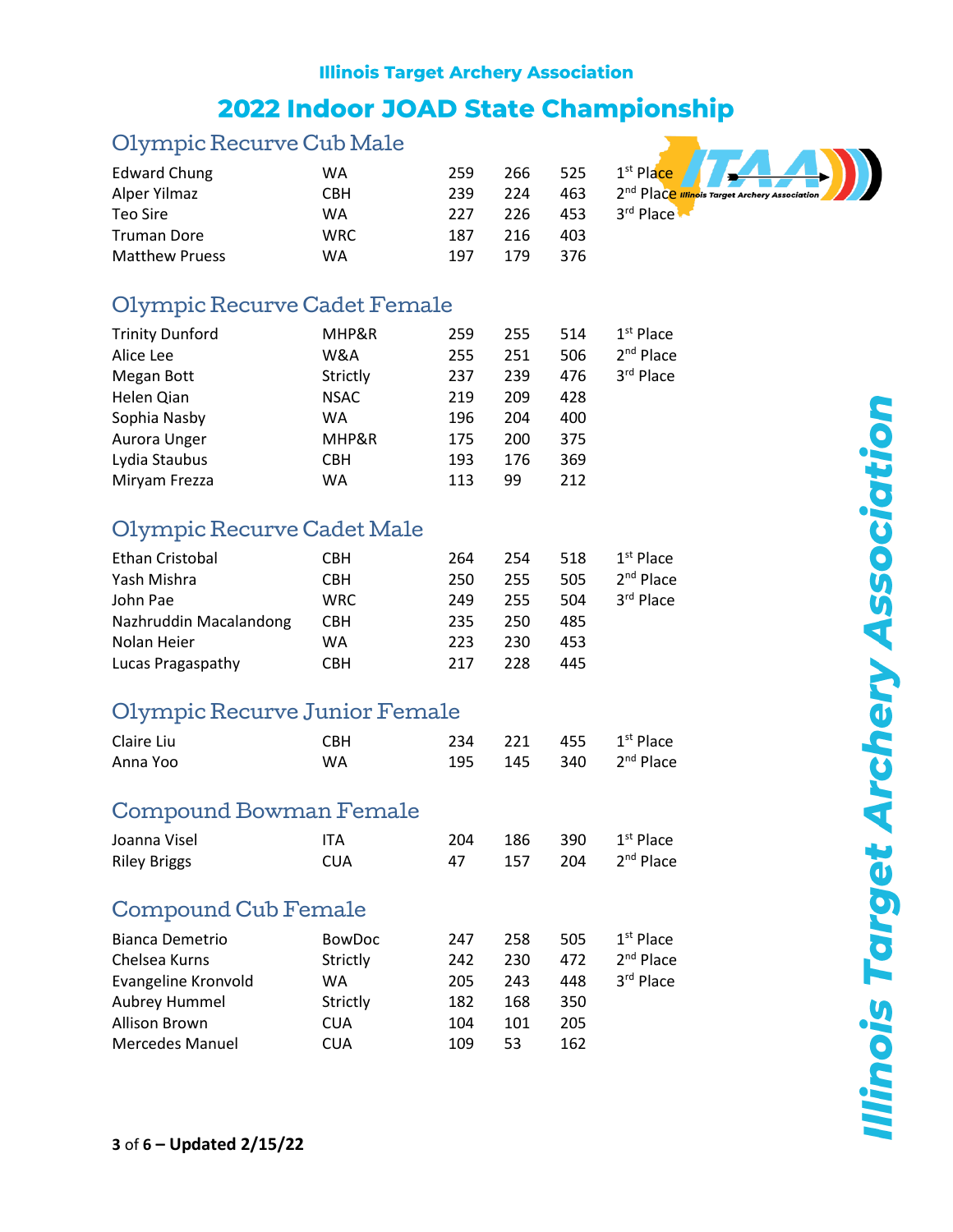Illinois Target Archery Association

# 2022 Indoor JOAD State Championship

## Olympic Recurve Cub Male

| Name | Club | Score 1 | Score 2 | Total | Place |
|---|---|---|---|---|---|
| Edward Chung | WA | 259 | 266 | 525 | 1st Place |
| Alper Yilmaz | CBH | 239 | 224 | 463 | 2nd Place |
| Teo Sire | WA | 227 | 226 | 453 | 3rd Place |
| Truman Dore | WRC | 187 | 216 | 403 | |
| Matthew Pruess | WA | 197 | 179 | 376 | |

## Olympic Recurve Cadet Female

| Name | Club | Score 1 | Score 2 | Total | Place |
|---|---|---|---|---|---|
| Trinity Dunford | MHP&R | 259 | 255 | 514 | 1st Place |
| Alice Lee | W&A | 255 | 251 | 506 | 2nd Place |
| Megan Bott | Strictly | 237 | 239 | 476 | 3rd Place |
| Helen Qian | NSAC | 219 | 209 | 428 | |
| Sophia Nasby | WA | 196 | 204 | 400 | |
| Aurora Unger | MHP&R | 175 | 200 | 375 | |
| Lydia Staubus | CBH | 193 | 176 | 369 | |
| Miryam Frezza | WA | 113 | 99 | 212 | |

## Olympic Recurve Cadet Male

| Name | Club | Score 1 | Score 2 | Total | Place |
|---|---|---|---|---|---|
| Ethan Cristobal | CBH | 264 | 254 | 518 | 1st Place |
| Yash Mishra | CBH | 250 | 255 | 505 | 2nd Place |
| John Pae | WRC | 249 | 255 | 504 | 3rd Place |
| Nazhruddin Macalandong | CBH | 235 | 250 | 485 | |
| Nolan Heier | WA | 223 | 230 | 453 | |
| Lucas Pragaspathy | CBH | 217 | 228 | 445 | |

## Olympic Recurve Junior Female

| Name | Club | Score 1 | Score 2 | Total | Place |
|---|---|---|---|---|---|
| Claire Liu | CBH | 234 | 221 | 455 | 1st Place |
| Anna Yoo | WA | 195 | 145 | 340 | 2nd Place |

## Compound Bowman Female

| Name | Club | Score 1 | Score 2 | Total | Place |
|---|---|---|---|---|---|
| Joanna Visel | ITA | 204 | 186 | 390 | 1st Place |
| Riley Briggs | CUA | 47 | 157 | 204 | 2nd Place |

## Compound Cub Female

| Name | Club | Score 1 | Score 2 | Total | Place |
|---|---|---|---|---|---|
| Bianca Demetrio | BowDoc | 247 | 258 | 505 | 1st Place |
| Chelsea Kurns | Strictly | 242 | 230 | 472 | 2nd Place |
| Evangeline Kronvold | WA | 205 | 243 | 448 | 3rd Place |
| Aubrey Hummel | Strictly | 182 | 168 | 350 | |
| Allison Brown | CUA | 104 | 101 | 205 | |
| Mercedes Manuel | CUA | 109 | 53 | 162 | |

**Updated 2/15/22**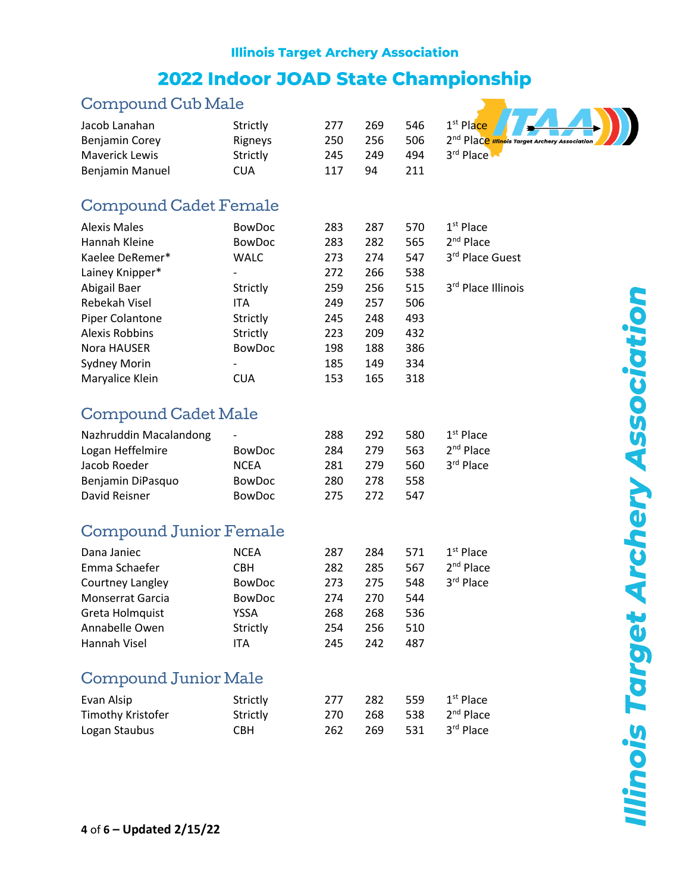# Illinois Target Archery Association

## 2022 Indoor JOAD State Championship

### Compound Cub Male

| Name | Club | Score 1 | Score 2 | Total | Place |
|---|---|---|---|---|---|
| Jacob Lanahan | Strictly | 277 | 269 | 546 | 1st Place |
| Benjamin Corey | Rigneys | 250 | 256 | 506 | 2nd Place |
| Maverick Lewis | Strictly | 245 | 249 | 494 | 3rd Place |
| Benjamin Manuel | CUA | 117 | 94 | 211 | |

### Compound Cadet Female

| Name | Club | Score 1 | Score 2 | Total | Place |
|---|---|---|---|---|---|
| Alexis Males | BowDoc | 283 | 287 | 570 | 1st Place |
| Hannah Kleine | BowDoc | 283 | 282 | 565 | 2nd Place |
| Kaelee DeRemer* | WALC | 273 | 274 | 547 | 3rd Place Guest |
| Lainey Knipper* | - | 272 | 266 | 538 | |
| Abigail Baer | Strictly | 259 | 256 | 515 | 3rd Place Illinois |
| Rebekah Visel | ITA | 249 | 257 | 506 | |
| Piper Colantone | Strictly | 245 | 248 | 493 | |
| Alexis Robbins | Strictly | 223 | 209 | 432 | |
| Nora HAUSER | BowDoc | 198 | 188 | 386 | |
| Sydney Morin | - | 185 | 149 | 334 | |
| Maryalice Klein | CUA | 153 | 165 | 318 | |

### Compound Cadet Male

| Name | Club | Score 1 | Score 2 | Total | Place |
|---|---|---|---|---|---|
| Nazhruddin Macalandong | - | 288 | 292 | 580 | 1st Place |
| Logan Heffelmire | BowDoc | 284 | 279 | 563 | 2nd Place |
| Jacob Roeder | NCEA | 281 | 279 | 560 | 3rd Place |
| Benjamin DiPasquo | BowDoc | 280 | 278 | 558 | |
| David Reisner | BowDoc | 275 | 272 | 547 | |

### Compound Junior Female

| Name | Club | Score 1 | Score 2 | Total | Place |
|---|---|---|---|---|---|
| Dana Janiec | NCEA | 287 | 284 | 571 | 1st Place |
| Emma Schaefer | CBH | 282 | 285 | 567 | 2nd Place |
| Courtney Langley | BowDoc | 273 | 275 | 548 | 3rd Place |
| Monserrat Garcia | BowDoc | 274 | 270 | 544 | |
| Greta Holmquist | YSSA | 268 | 268 | 536 | |
| Annabelle Owen | Strictly | 254 | 256 | 510 | |
| Hannah Visel | ITA | 245 | 242 | 487 | |

### Compound Junior Male

| Name | Club | Score 1 | Score 2 | Total | Place |
|---|---|---|---|---|---|
| Evan Alsip | Strictly | 277 | 282 | 559 | 1st Place |
| Timothy Kristofer | Strictly | 270 | 268 | 538 | 2nd Place |
| Logan Staubus | CBH | 262 | 269 | 531 | 3rd Place |

**Updated 2/15/22**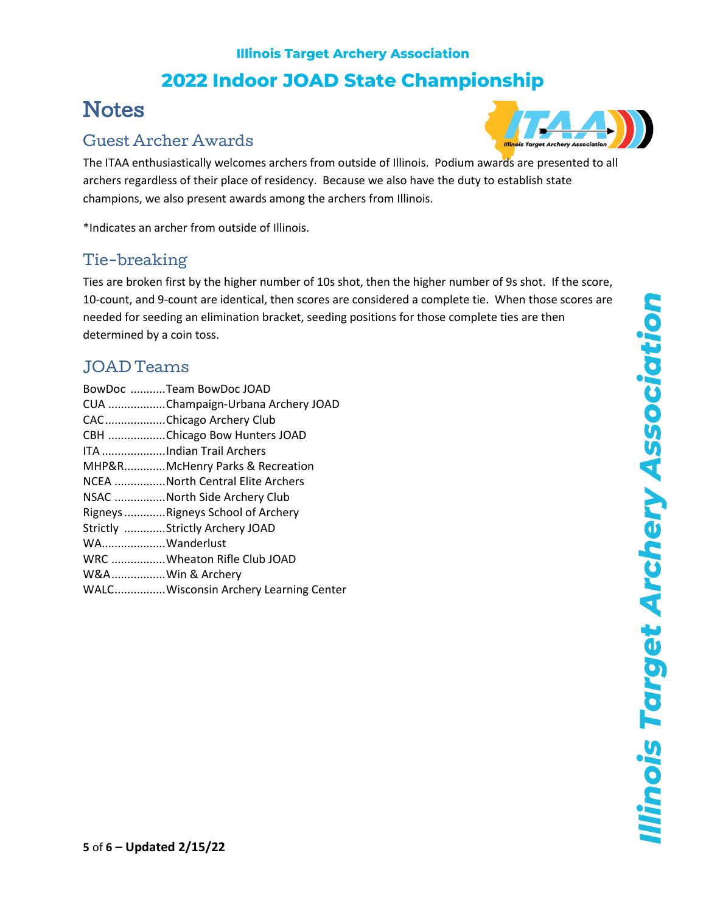**Illinois Target Archery Association**

## 2022 Indoor JOAD State Championship

# Notes

## Guest Archer Awards

The ITAA enthusiastically welcomes archers from outside of Illinois. Podium awards are presented to all archers regardless of their place of residency. Because we also have the duty to establish state champions, we also present awards among the archers from Illinois.

*Indicates an archer from outside of Illinois.

## Tie-breaking

Ties are broken first by the higher number of 10s shot, then the higher number of 9s shot. If the score, 10-count, and 9-count are identical, then scores are considered a complete tie. When those scores are needed for seeding an elimination bracket, seeding positions for those complete ties are then determined by a coin toss.

## JOAD Teams

BowDoc ...........Team BowDoc JOAD
CUA ..................Champaign-Urbana Archery JOAD
CAC...................Chicago Archery Club
CBH ..................Chicago Bow Hunters JOAD
ITA ....................Indian Trail Archers
MHP&R.............McHenry Parks & Recreation
NCEA ................North Central Elite Archers
NSAC ................North Side Archery Club
Rigneys .............Rigneys School of Archery
Strictly .............Strictly Archery JOAD
WA....................Wanderlust
WRC .................Wheaton Rifle Club JOAD
W&A.................Win & Archery
WALC................Wisconsin Archery Learning Center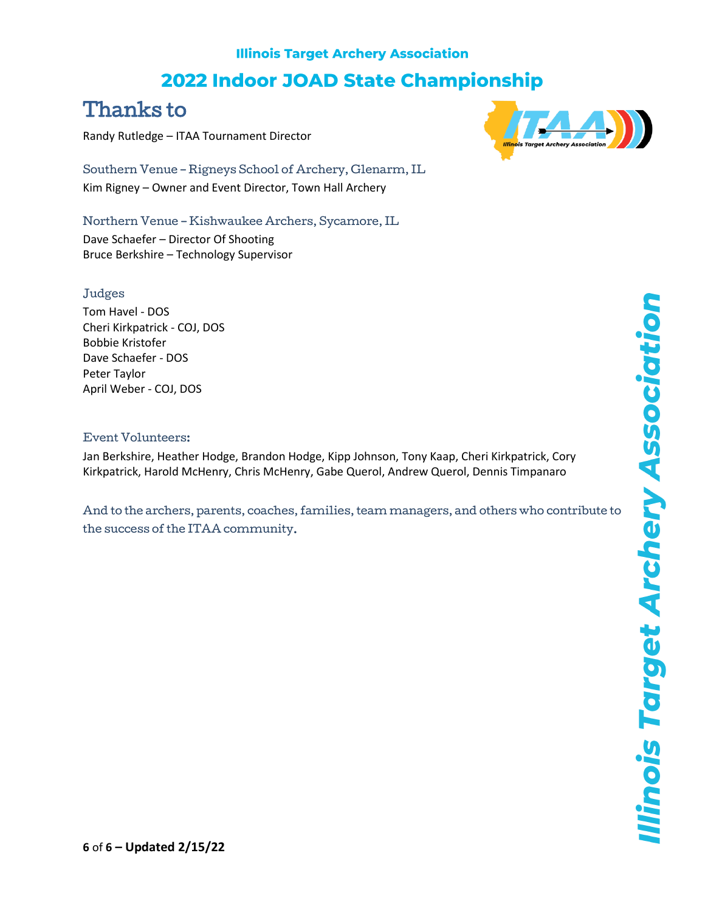Illinois Target Archery Association

# 2022 Indoor JOAD State Championship

## Thanks to

Randy Rutledge – ITAA Tournament Director

### Southern Venue – Rigneys School of Archery, Glenarm, IL

Kim Rigney – Owner and Event Director, Town Hall Archery

### Northern Venue – Kishwaukee Archers, Sycamore, IL

Dave Schaefer – Director Of Shooting
Bruce Berkshire – Technology Supervisor

### Judges

Tom Havel - DOS
Cheri Kirkpatrick - COJ, DOS
Bobbie Kristofer
Dave Schaefer - DOS
Peter Taylor
April Weber - COJ, DOS

### Event Volunteers:

Jan Berkshire, Heather Hodge, Brandon Hodge, Kipp Johnson, Tony Kaap, Cheri Kirkpatrick, Cory Kirkpatrick, Harold McHenry, Chris McHenry, Gabe Querol, Andrew Querol, Dennis Timpanaro

And to the archers, parents, coaches, families, team managers, and others who contribute to the success of the ITAA community.